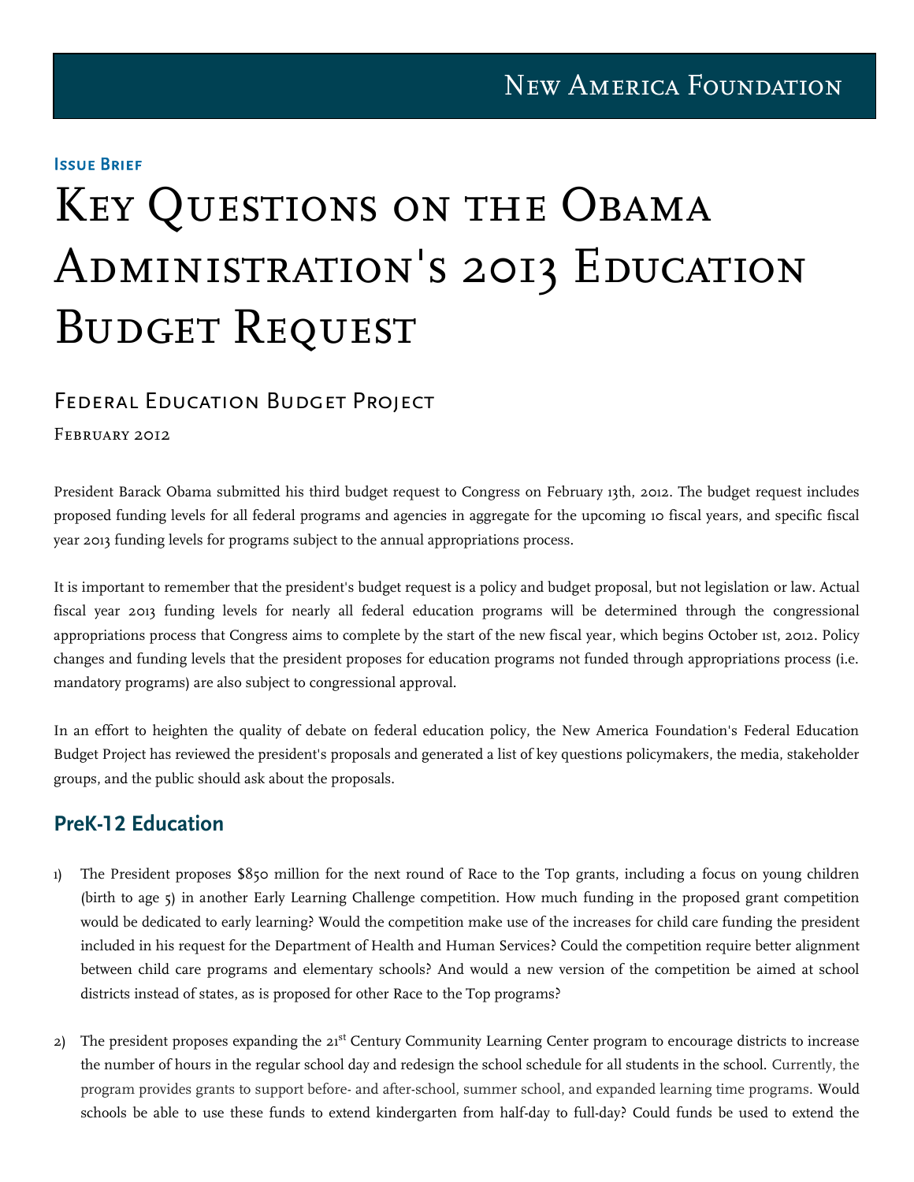New America Foundation

**Issue Brief**

# Key Questions on the Obama Administration's 2013 Education Budget Request

## Federal Education Budget Project

February 2012

President Barack Obama submitted his third budget request to Congress on February 13th, 2012. The budget request includes proposed funding levels for all federal programs and agencies in aggregate for the upcoming 10 fiscal years, and specific fiscal year 2013 funding levels for programs subject to the annual appropriations process.

It is important to remember that the president's budget request is a policy and budget proposal, but not legislation or law. Actual fiscal year 2013 funding levels for nearly all federal education programs will be determined through the congressional appropriations process that Congress aims to complete by the start of the new fiscal year, which begins October 1st, 2012. Policy changes and funding levels that the president proposes for education programs not funded through appropriations process (i.e. mandatory programs) are also subject to congressional approval.

In an effort to heighten the quality of debate on federal education policy, the New America Foundation's Federal Education Budget Project has reviewed the president's proposals and generated a list of key questions policymakers, the media, stakeholder groups, and the public should ask about the proposals.

## PreK-12 Education

1) The President proposes $850 million for the next round of Race to the Top grants, including a focus on young children (birth to age 5) in another Early Learning Challenge competition. How much funding in the proposed grant competition would be dedicated to early learning? Would the competition make use of the increases for child care funding the president included in his request for the Department of Health and Human Services? Could the competition require better alignment between child care programs and elementary schools? And would a new version of the competition be aimed at school districts instead of states, as is proposed for other Race to the Top programs?

2) The president proposes expanding the 21st Century Community Learning Center program to encourage districts to increase the number of hours in the regular school day and redesign the school schedule for all students in the school. Currently, the program provides grants to support before- and after-school, summer school, and expanded learning time programs. Would schools be able to use these funds to extend kindergarten from half-day to full-day? Could funds be used to extend the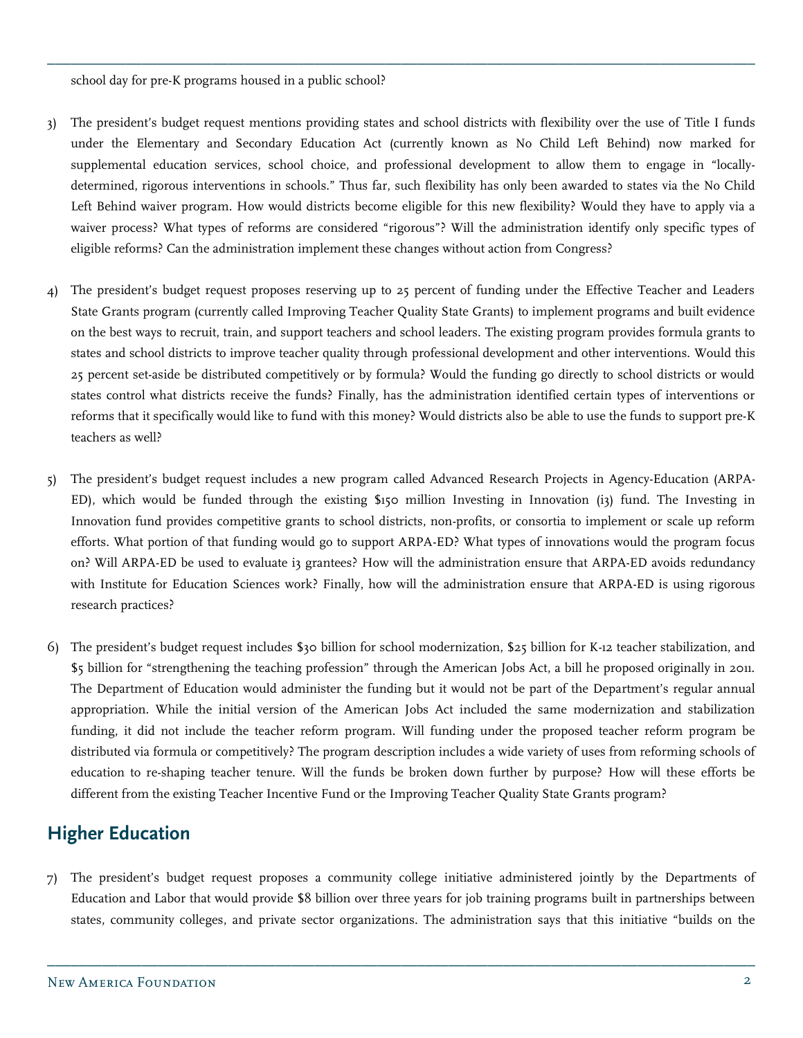school day for pre-K programs housed in a public school?

3) The president's budget request mentions providing states and school districts with flexibility over the use of Title I funds under the Elementary and Secondary Education Act (currently known as No Child Left Behind) now marked for supplemental education services, school choice, and professional development to allow them to engage in "locally-determined, rigorous interventions in schools." Thus far, such flexibility has only been awarded to states via the No Child Left Behind waiver program. How would districts become eligible for this new flexibility? Would they have to apply via a waiver process? What types of reforms are considered "rigorous"? Will the administration identify only specific types of eligible reforms? Can the administration implement these changes without action from Congress?

4) The president's budget request proposes reserving up to 25 percent of funding under the Effective Teacher and Leaders State Grants program (currently called Improving Teacher Quality State Grants) to implement programs and built evidence on the best ways to recruit, train, and support teachers and school leaders. The existing program provides formula grants to states and school districts to improve teacher quality through professional development and other interventions. Would this 25 percent set-aside be distributed competitively or by formula? Would the funding go directly to school districts or would states control what districts receive the funds? Finally, has the administration identified certain types of interventions or reforms that it specifically would like to fund with this money? Would districts also be able to use the funds to support pre-K teachers as well?

5) The president's budget request includes a new program called Advanced Research Projects in Agency-Education (ARPA-ED), which would be funded through the existing $150 million Investing in Innovation (i3) fund. The Investing in Innovation fund provides competitive grants to school districts, non-profits, or consortia to implement or scale up reform efforts. What portion of that funding would go to support ARPA-ED? What types of innovations would the program focus on? Will ARPA-ED be used to evaluate i3 grantees? How will the administration ensure that ARPA-ED avoids redundancy with Institute for Education Sciences work? Finally, how will the administration ensure that ARPA-ED is using rigorous research practices?

6) The president's budget request includes $30 billion for school modernization, $25 billion for K-12 teacher stabilization, and $5 billion for "strengthening the teaching profession" through the American Jobs Act, a bill he proposed originally in 2011. The Department of Education would administer the funding but it would not be part of the Department's regular annual appropriation. While the initial version of the American Jobs Act included the same modernization and stabilization funding, it did not include the teacher reform program. Will funding under the proposed teacher reform program be distributed via formula or competitively? The program description includes a wide variety of uses from reforming schools of education to re-shaping teacher tenure. Will the funds be broken down further by purpose? How will these efforts be different from the existing Teacher Incentive Fund or the Improving Teacher Quality State Grants program?

## Higher Education

7) The president's budget request proposes a community college initiative administered jointly by the Departments of Education and Labor that would provide $8 billion over three years for job training programs built in partnerships between states, community colleges, and private sector organizations. The administration says that this initiative "builds on the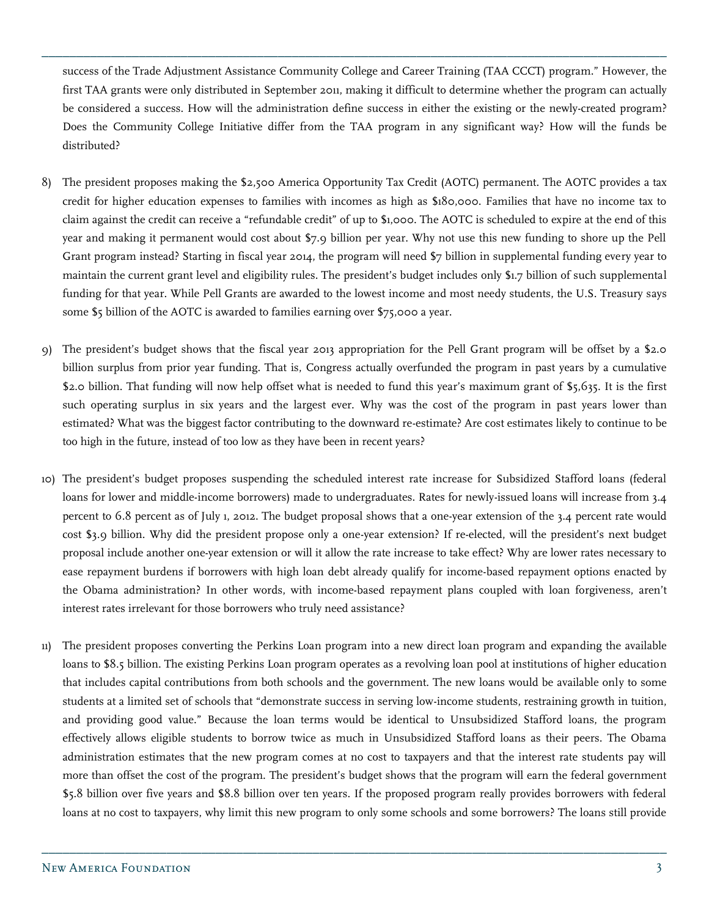success of the Trade Adjustment Assistance Community College and Career Training (TAA CCCT) program." However, the first TAA grants were only distributed in September 2011, making it difficult to determine whether the program can actually be considered a success. How will the administration define success in either the existing or the newly-created program? Does the Community College Initiative differ from the TAA program in any significant way? How will the funds be distributed?

8) The president proposes making the $2,500 America Opportunity Tax Credit (AOTC) permanent. The AOTC provides a tax credit for higher education expenses to families with incomes as high as $180,000. Families that have no income tax to claim against the credit can receive a "refundable credit" of up to $1,000. The AOTC is scheduled to expire at the end of this year and making it permanent would cost about $7.9 billion per year. Why not use this new funding to shore up the Pell Grant program instead? Starting in fiscal year 2014, the program will need $7 billion in supplemental funding every year to maintain the current grant level and eligibility rules. The president's budget includes only $1.7 billion of such supplemental funding for that year. While Pell Grants are awarded to the lowest income and most needy students, the U.S. Treasury says some $5 billion of the AOTC is awarded to families earning over $75,000 a year.

9) The president's budget shows that the fiscal year 2013 appropriation for the Pell Grant program will be offset by a $2.0 billion surplus from prior year funding. That is, Congress actually overfunded the program in past years by a cumulative $2.0 billion. That funding will now help offset what is needed to fund this year's maximum grant of $5,635. It is the first such operating surplus in six years and the largest ever. Why was the cost of the program in past years lower than estimated? What was the biggest factor contributing to the downward re-estimate? Are cost estimates likely to continue to be too high in the future, instead of too low as they have been in recent years?

10) The president's budget proposes suspending the scheduled interest rate increase for Subsidized Stafford loans (federal loans for lower and middle-income borrowers) made to undergraduates. Rates for newly-issued loans will increase from 3.4 percent to 6.8 percent as of July 1, 2012. The budget proposal shows that a one-year extension of the 3.4 percent rate would cost $3.9 billion. Why did the president propose only a one-year extension? If re-elected, will the president's next budget proposal include another one-year extension or will it allow the rate increase to take effect? Why are lower rates necessary to ease repayment burdens if borrowers with high loan debt already qualify for income-based repayment options enacted by the Obama administration? In other words, with income-based repayment plans coupled with loan forgiveness, aren't interest rates irrelevant for those borrowers who truly need assistance?

11) The president proposes converting the Perkins Loan program into a new direct loan program and expanding the available loans to $8.5 billion. The existing Perkins Loan program operates as a revolving loan pool at institutions of higher education that includes capital contributions from both schools and the government. The new loans would be available only to some students at a limited set of schools that "demonstrate success in serving low-income students, restraining growth in tuition, and providing good value." Because the loan terms would be identical to Unsubsidized Stafford loans, the program effectively allows eligible students to borrow twice as much in Unsubsidized Stafford loans as their peers. The Obama administration estimates that the new program comes at no cost to taxpayers and that the interest rate students pay will more than offset the cost of the program. The president's budget shows that the program will earn the federal government $5.8 billion over five years and $8.8 billion over ten years. If the proposed program really provides borrowers with federal loans at no cost to taxpayers, why limit this new program to only some schools and some borrowers? The loans still provide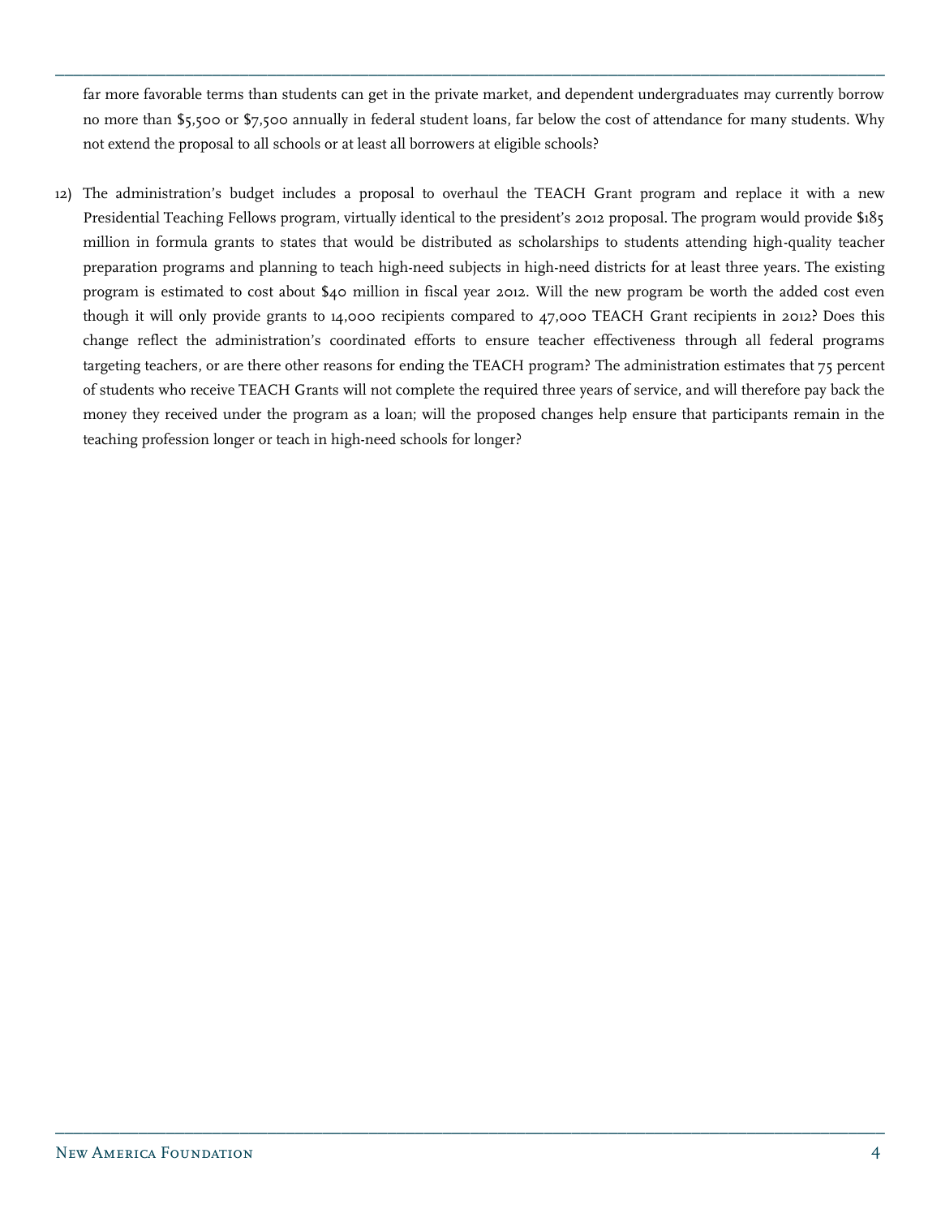far more favorable terms than students can get in the private market, and dependent undergraduates may currently borrow no more than $5,500 or $7,500 annually in federal student loans, far below the cost of attendance for many students. Why not extend the proposal to all schools or at least all borrowers at eligible schools?

12) The administration's budget includes a proposal to overhaul the TEACH Grant program and replace it with a new Presidential Teaching Fellows program, virtually identical to the president's 2012 proposal. The program would provide $185 million in formula grants to states that would be distributed as scholarships to students attending high-quality teacher preparation programs and planning to teach high-need subjects in high-need districts for at least three years. The existing program is estimated to cost about $40 million in fiscal year 2012. Will the new program be worth the added cost even though it will only provide grants to 14,000 recipients compared to 47,000 TEACH Grant recipients in 2012? Does this change reflect the administration's coordinated efforts to ensure teacher effectiveness through all federal programs targeting teachers, or are there other reasons for ending the TEACH program? The administration estimates that 75 percent of students who receive TEACH Grants will not complete the required three years of service, and will therefore pay back the money they received under the program as a loan; will the proposed changes help ensure that participants remain in the teaching profession longer or teach in high-need schools for longer?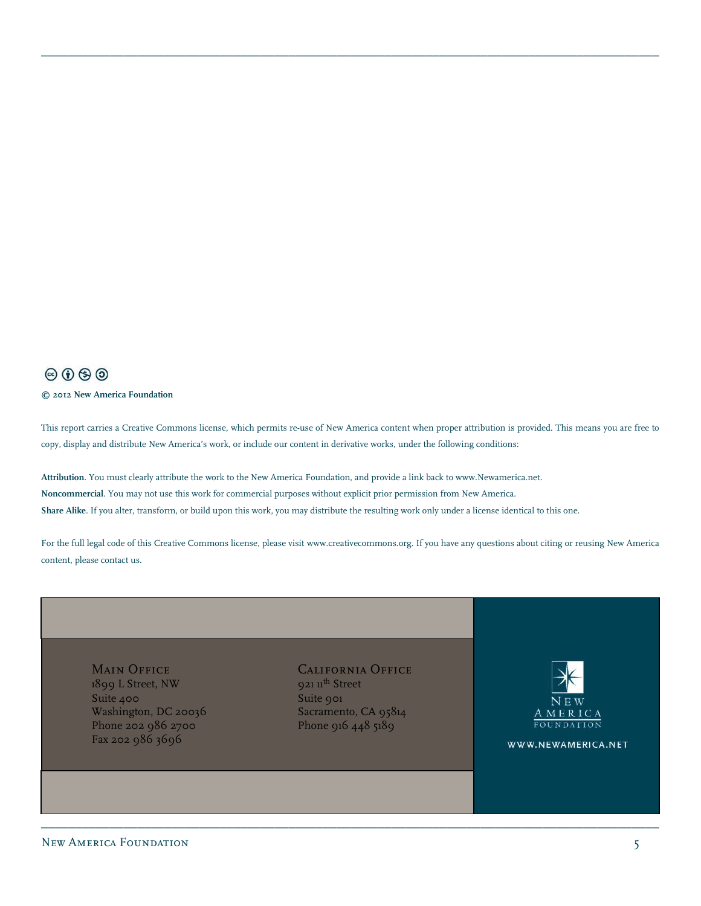© 2012 New America Foundation

This report carries a Creative Commons license, which permits re-use of New America content when proper attribution is provided. This means you are free to copy, display and distribute New America's work, or include our content in derivative works, under the following conditions:

**Attribution**. You must clearly attribute the work to the New America Foundation, and provide a link back to www.Newamerica.net.
**Noncommercial**. You may not use this work for commercial purposes without explicit prior permission from New America.
**Share Alike**. If you alter, transform, or build upon this work, you may distribute the resulting work only under a license identical to this one.

For the full legal code of this Creative Commons license, please visit www.creativecommons.org. If you have any questions about citing or reusing New America content, please contact us.

MAIN OFFICE
1899 L Street, NW
Suite 400
Washington, DC 20036
Phone 202 986 2700
Fax 202 986 3696

CALIFORNIA OFFICE
921 11th Street
Suite 901
Sacramento, CA 95814
Phone 916 448 5189

NEW AMERICA FOUNDATION

WWW.NEWAMERICA.NET